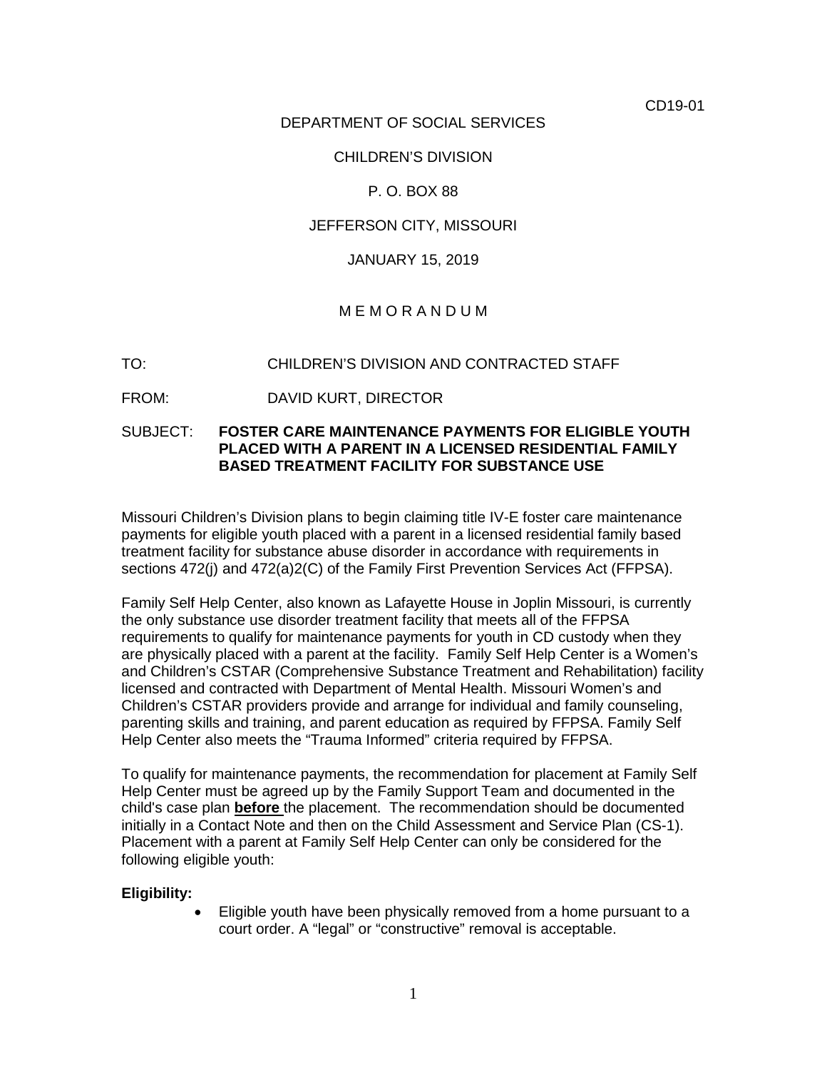CD19-01

DEPARTMENT OF SOCIAL SERVICES

CHILDREN'S DIVISION

P. O. BOX 88

JEFFERSON CITY, MISSOURI

JANUARY 15, 2019

M E M O R A N D U M

TO: CHILDREN'S DIVISION AND CONTRACTED STAFF

FROM: DAVID KURT, DIRECTOR

SUBJECT: **FOSTER CARE MAINTENANCE PAYMENTS FOR ELIGIBLE YOUTH PLACED WITH A PARENT IN A LICENSED RESIDENTIAL FAMILY BASED TREATMENT FACILITY FOR SUBSTANCE USE**

Missouri Children's Division plans to begin claiming title IV-E foster care maintenance payments for eligible youth placed with a parent in a licensed residential family based treatment facility for substance abuse disorder in accordance with requirements in sections 472(j) and 472(a)2(C) of the Family First Prevention Services Act (FFPSA).

Family Self Help Center, also known as Lafayette House in Joplin Missouri, is currently the only substance use disorder treatment facility that meets all of the FFPSA requirements to qualify for maintenance payments for youth in CD custody when they are physically placed with a parent at the facility. Family Self Help Center is a Women's and Children's CSTAR (Comprehensive Substance Treatment and Rehabilitation) facility licensed and contracted with Department of Mental Health. Missouri Women's and Children's CSTAR providers provide and arrange for individual and family counseling, parenting skills and training, and parent education as required by FFPSA. Family Self Help Center also meets the "Trauma Informed" criteria required by FFPSA.

To qualify for maintenance payments, the recommendation for placement at Family Self Help Center must be agreed up by the Family Support Team and documented in the child's case plan **before** the placement. The recommendation should be documented initially in a Contact Note and then on the Child Assessment and Service Plan (CS-1). Placement with a parent at Family Self Help Center can only be considered for the following eligible youth:

**Eligibility:**

- Eligible youth have been physically removed from a home pursuant to a court order. A "legal" or "constructive" removal is acceptable.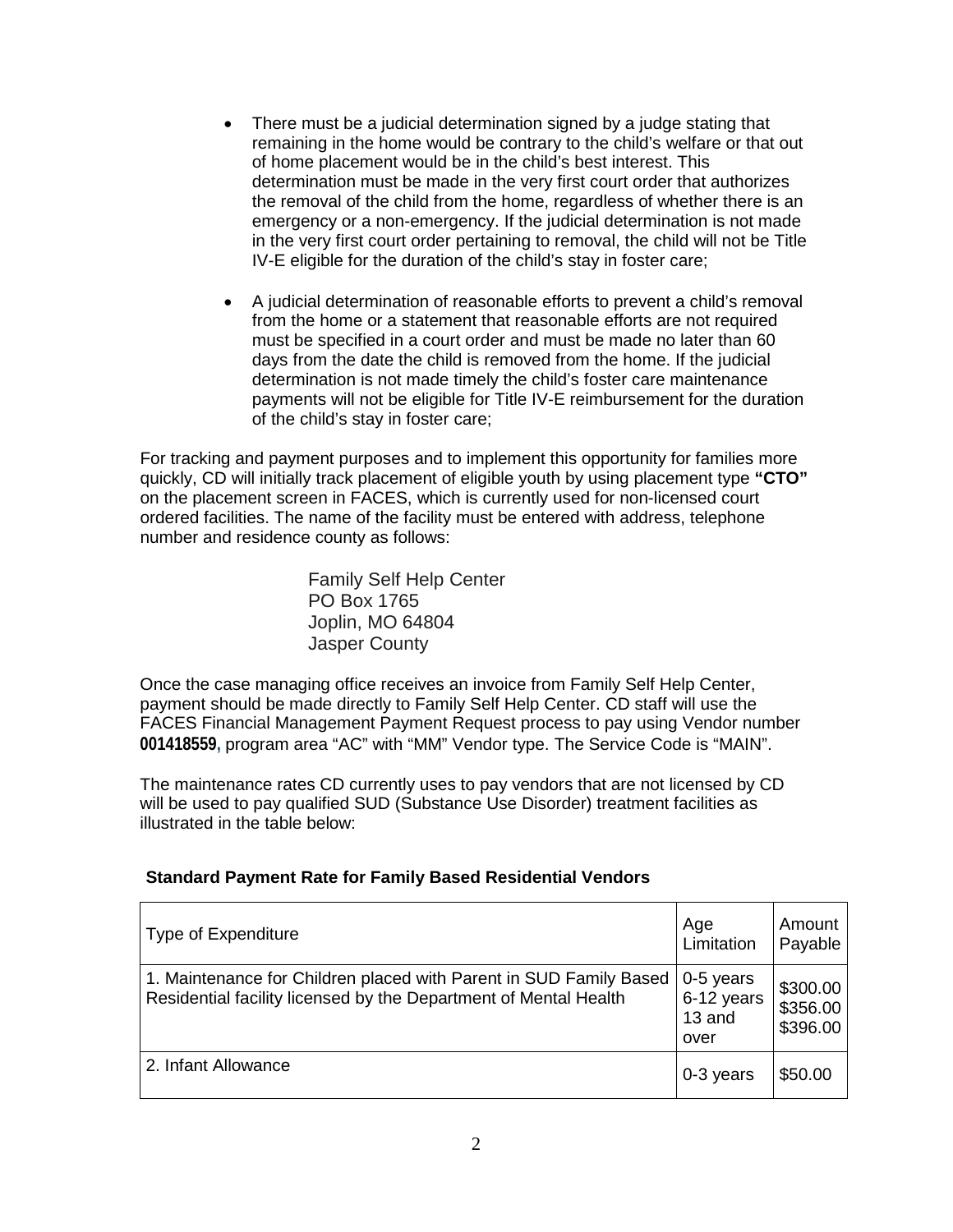- There must be a judicial determination signed by a judge stating that remaining in the home would be contrary to the child's welfare or that out of home placement would be in the child's best interest. This determination must be made in the very first court order that authorizes the removal of the child from the home, regardless of whether there is an emergency or a non-emergency. If the judicial determination is not made in the very first court order pertaining to removal, the child will not be Title IV-E eligible for the duration of the child's stay in foster care;

- A judicial determination of reasonable efforts to prevent a child's removal from the home or a statement that reasonable efforts are not required must be specified in a court order and must be made no later than 60 days from the date the child is removed from the home. If the judicial determination is not made timely the child's foster care maintenance payments will not be eligible for Title IV-E reimbursement for the duration of the child's stay in foster care;

For tracking and payment purposes and to implement this opportunity for families more quickly, CD will initially track placement of eligible youth by using placement type **"CTO"** on the placement screen in FACES, which is currently used for non-licensed court ordered facilities. The name of the facility must be entered with address, telephone number and residence county as follows:

Family Self Help Center
PO Box 1765
Joplin, MO 64804
Jasper County

Once the case managing office receives an invoice from Family Self Help Center, payment should be made directly to Family Self Help Center. CD staff will use the FACES Financial Management Payment Request process to pay using Vendor number **001418559,** program area "AC" with "MM" Vendor type. The Service Code is "MAIN".

The maintenance rates CD currently uses to pay vendors that are not licensed by CD will be used to pay qualified SUD (Substance Use Disorder) treatment facilities as illustrated in the table below:

**Standard Payment Rate for Family Based Residential Vendors**

| Type of Expenditure | Age Limitation | Amount Payable |
|---|---|---|
| 1. Maintenance for Children placed with Parent in SUD Family Based Residential facility licensed by the Department of Mental Health | 0-5 years<br>6-12 years<br>13 and over | \$300.00<br>\$356.00<br>\$396.00 |
| 2. Infant Allowance | 0-3 years | \$50.00 |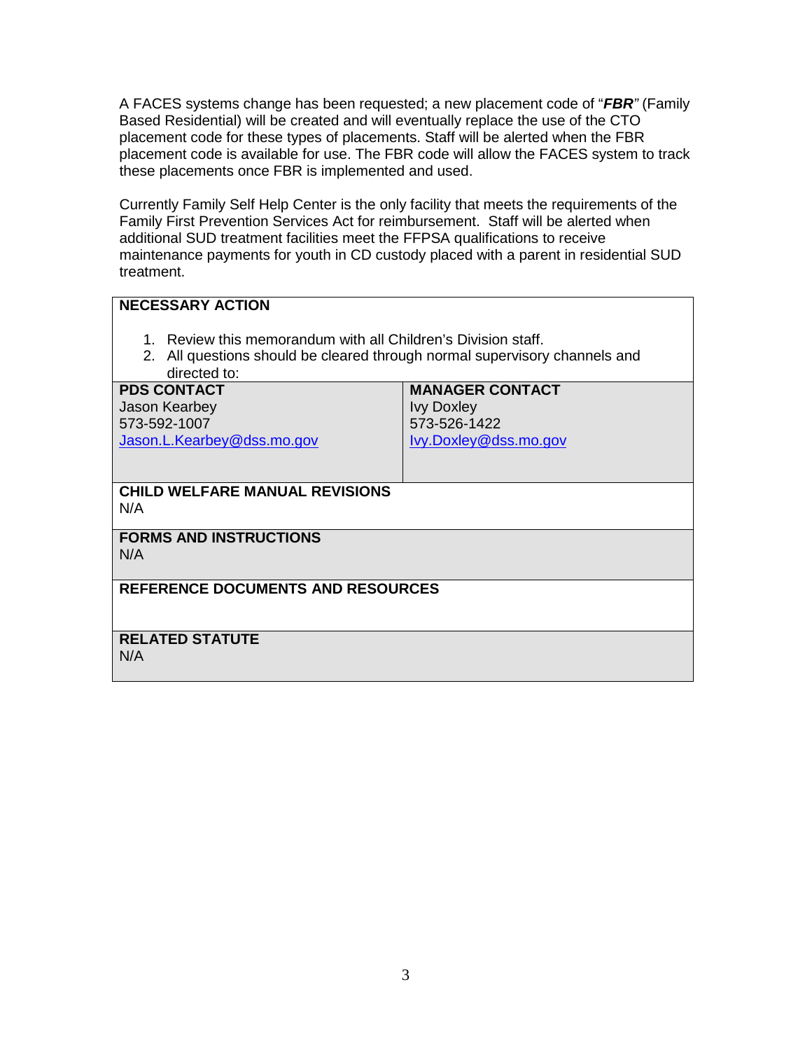A FACES systems change has been requested; a new placement code of "***FBR***" (Family Based Residential) will be created and will eventually replace the use of the CTO placement code for these types of placements. Staff will be alerted when the FBR placement code is available for use. The FBR code will allow the FACES system to track these placements once FBR is implemented and used.

Currently Family Self Help Center is the only facility that meets the requirements of the Family First Prevention Services Act for reimbursement. Staff will be alerted when additional SUD treatment facilities meet the FFPSA qualifications to receive maintenance payments for youth in CD custody placed with a parent in residential SUD treatment.

**NECESSARY ACTION**

1. Review this memorandum with all Children's Division staff.
2. All questions should be cleared through normal supervisory channels and directed to:

| **PDS CONTACT** | **MANAGER CONTACT** |
|---|---|
| Jason Kearbey<br>573-592-1007<br>Jason.L.Kearbey@dss.mo.gov | Ivy Doxley<br>573-526-1422<br>Ivy.Doxley@dss.mo.gov |

**CHILD WELFARE MANUAL REVISIONS**

N/A

**FORMS AND INSTRUCTIONS**

N/A

**REFERENCE DOCUMENTS AND RESOURCES**

**RELATED STATUTE**

N/A